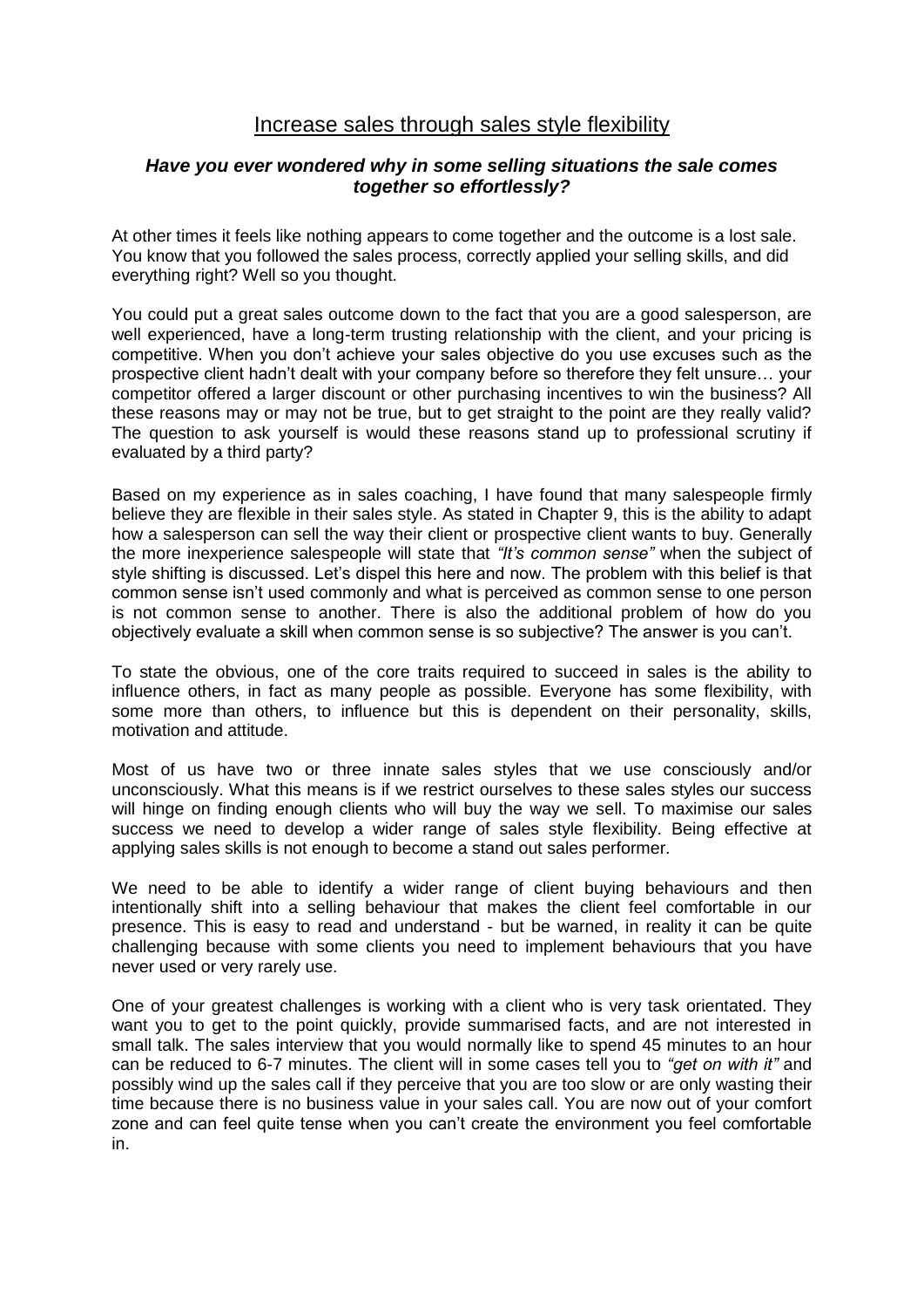# Increase sales through sales style flexibility

### ***Have you ever wondered why in some selling situations the sale comes together so effortlessly?***

At other times it feels like nothing appears to come together and the outcome is a lost sale. You know that you followed the sales process, correctly applied your selling skills, and did everything right? Well so you thought.

You could put a great sales outcome down to the fact that you are a good salesperson, are well experienced, have a long-term trusting relationship with the client, and your pricing is competitive. When you don't achieve your sales objective do you use excuses such as the prospective client hadn't dealt with your company before so therefore they felt unsure… your competitor offered a larger discount or other purchasing incentives to win the business? All these reasons may or may not be true, but to get straight to the point are they really valid? The question to ask yourself is would these reasons stand up to professional scrutiny if evaluated by a third party?

Based on my experience as in sales coaching, I have found that many salespeople firmly believe they are flexible in their sales style. As stated in Chapter 9, this is the ability to adapt how a salesperson can sell the way their client or prospective client wants to buy. Generally the more inexperience salespeople will state that *"It's common sense"* when the subject of style shifting is discussed. Let's dispel this here and now. The problem with this belief is that common sense isn't used commonly and what is perceived as common sense to one person is not common sense to another. There is also the additional problem of how do you objectively evaluate a skill when common sense is so subjective? The answer is you can't.

To state the obvious, one of the core traits required to succeed in sales is the ability to influence others, in fact as many people as possible. Everyone has some flexibility, with some more than others, to influence but this is dependent on their personality, skills, motivation and attitude.

Most of us have two or three innate sales styles that we use consciously and/or unconsciously. What this means is if we restrict ourselves to these sales styles our success will hinge on finding enough clients who will buy the way we sell. To maximise our sales success we need to develop a wider range of sales style flexibility. Being effective at applying sales skills is not enough to become a stand out sales performer.

We need to be able to identify a wider range of client buying behaviours and then intentionally shift into a selling behaviour that makes the client feel comfortable in our presence. This is easy to read and understand - but be warned, in reality it can be quite challenging because with some clients you need to implement behaviours that you have never used or very rarely use.

One of your greatest challenges is working with a client who is very task orientated. They want you to get to the point quickly, provide summarised facts, and are not interested in small talk. The sales interview that you would normally like to spend 45 minutes to an hour can be reduced to 6-7 minutes. The client will in some cases tell you to *"get on with it"* and possibly wind up the sales call if they perceive that you are too slow or are only wasting their time because there is no business value in your sales call. You are now out of your comfort zone and can feel quite tense when you can't create the environment you feel comfortable in.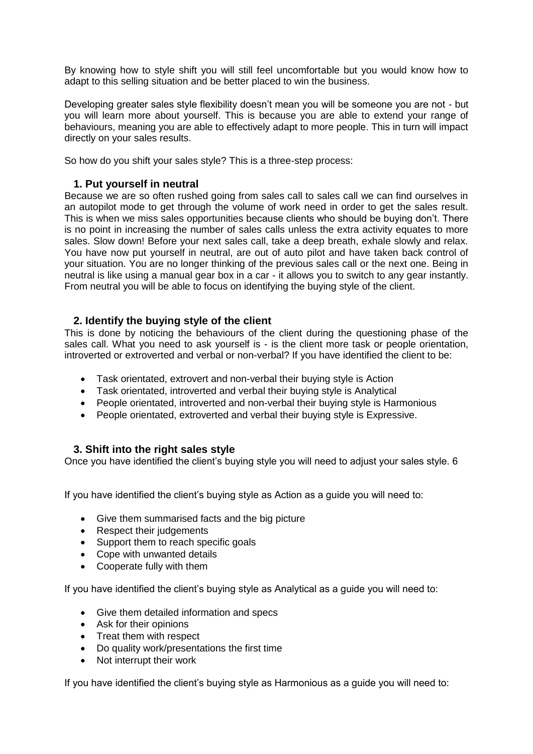By knowing how to style shift you will still feel uncomfortable but you would know how to adapt to this selling situation and be better placed to win the business.

Developing greater sales style flexibility doesn't mean you will be someone you are not - but you will learn more about yourself. This is because you are able to extend your range of behaviours, meaning you are able to effectively adapt to more people. This in turn will impact directly on your sales results.

So how do you shift your sales style? This is a three-step process:

### 1. Put yourself in neutral

Because we are so often rushed going from sales call to sales call we can find ourselves in an autopilot mode to get through the volume of work need in order to get the sales result. This is when we miss sales opportunities because clients who should be buying don't. There is no point in increasing the number of sales calls unless the extra activity equates to more sales. Slow down! Before your next sales call, take a deep breath, exhale slowly and relax. You have now put yourself in neutral, are out of auto pilot and have taken back control of your situation. You are no longer thinking of the previous sales call or the next one. Being in neutral is like using a manual gear box in a car - it allows you to switch to any gear instantly. From neutral you will be able to focus on identifying the buying style of the client.

### 2. Identify the buying style of the client

This is done by noticing the behaviours of the client during the questioning phase of the sales call. What you need to ask yourself is - is the client more task or people orientation, introverted or extroverted and verbal or non-verbal? If you have identified the client to be:

- Task orientated, extrovert and non-verbal their buying style is Action
- Task orientated, introverted and verbal their buying style is Analytical
- People orientated, introverted and non-verbal their buying style is Harmonious
- People orientated, extroverted and verbal their buying style is Expressive.

### 3. Shift into the right sales style

Once you have identified the client's buying style you will need to adjust your sales style. 6

If you have identified the client's buying style as Action as a guide you will need to:

- Give them summarised facts and the big picture
- Respect their judgements
- Support them to reach specific goals
- Cope with unwanted details
- Cooperate fully with them

If you have identified the client's buying style as Analytical as a guide you will need to:

- Give them detailed information and specs
- Ask for their opinions
- Treat them with respect
- Do quality work/presentations the first time
- Not interrupt their work

If you have identified the client's buying style as Harmonious as a guide you will need to: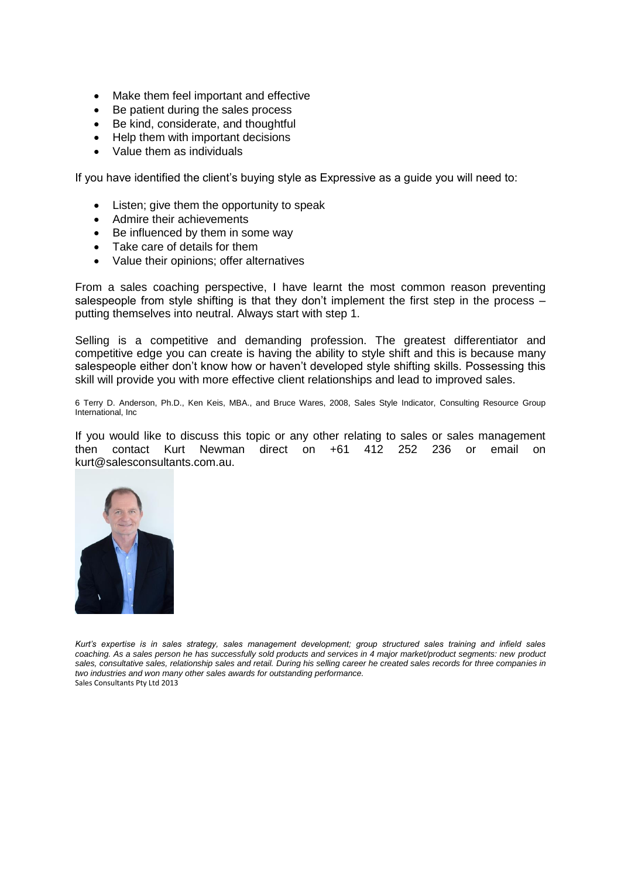- Make them feel important and effective
- Be patient during the sales process
- Be kind, considerate, and thoughtful
- Help them with important decisions
- Value them as individuals

If you have identified the client's buying style as Expressive as a guide you will need to:

- Listen; give them the opportunity to speak
- Admire their achievements
- Be influenced by them in some way
- Take care of details for them
- Value their opinions; offer alternatives

From a sales coaching perspective, I have learnt the most common reason preventing salespeople from style shifting is that they don't implement the first step in the process – putting themselves into neutral. Always start with step 1.

Selling is a competitive and demanding profession. The greatest differentiator and competitive edge you can create is having the ability to style shift and this is because many salespeople either don't know how or haven't developed style shifting skills. Possessing this skill will provide you with more effective client relationships and lead to improved sales.

6 Terry D. Anderson, Ph.D., Ken Keis, MBA., and Bruce Wares, 2008, Sales Style Indicator, Consulting Resource Group International, Inc

If you would like to discuss this topic or any other relating to sales or sales management then contact Kurt Newman direct on +61 412 252 236 or email on kurt@salesconsultants.com.au.

*Kurt's expertise is in sales strategy, sales management development; group structured sales training and infield sales coaching. As a sales person he has successfully sold products and services in 4 major market/product segments: new product sales, consultative sales, relationship sales and retail. During his selling career he created sales records for three companies in two industries and won many other sales awards for outstanding performance.*

Sales Consultants Pty Ltd 2013